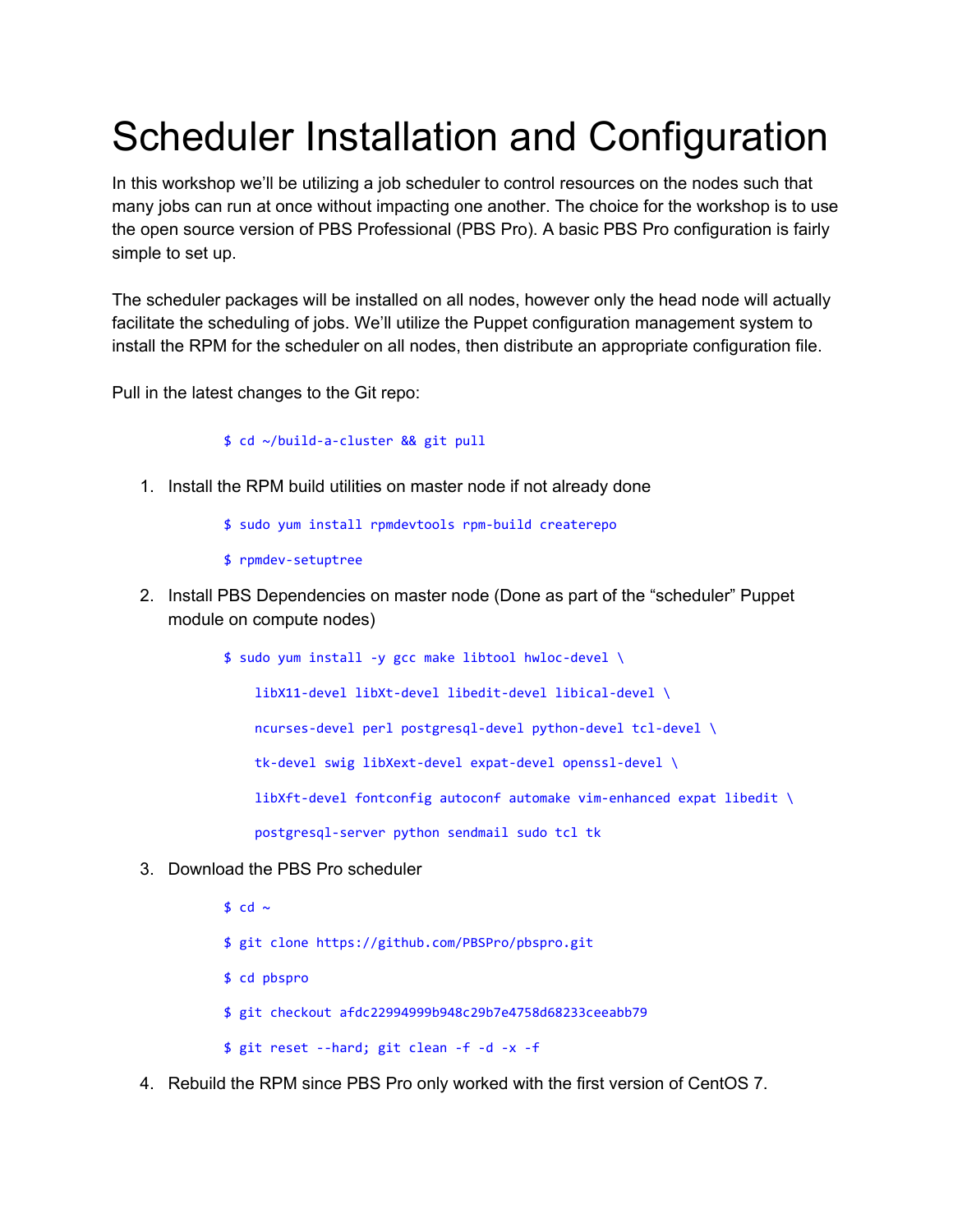# Scheduler Installation and Configuration

In this workshop we'll be utilizing a job scheduler to control resources on the nodes such that many jobs can run at once without impacting one another. The choice for the workshop is to use the open source version of PBS Professional (PBS Pro). A basic PBS Pro configuration is fairly simple to set up.

The scheduler packages will be installed on all nodes, however only the head node will actually facilitate the scheduling of jobs. We'll utilize the Puppet configuration management system to install the RPM for the scheduler on all nodes, then distribute an appropriate configuration file.

Pull in the latest changes to the Git repo:

```
$ cd ~/build-a-cluster && git pull
```

1. Install the RPM build utilities on master node if not already done

```
$ sudo yum install rpmdevtools rpm-build createrepo

$ rpmdev-setuptree
```

2. Install PBS Dependencies on master node (Done as part of the "scheduler" Puppet module on compute nodes)

```
$ sudo yum install -y gcc make libtool hwloc-devel \
    libX11-devel libXt-devel libedit-devel libical-devel \
    ncurses-devel perl postgresql-devel python-devel tcl-devel \
    tk-devel swig libXext-devel expat-devel openssl-devel \
    libXft-devel fontconfig autoconf automake vim-enhanced expat libedit \
    postgresql-server python sendmail sudo tcl tk
```

3. Download the PBS Pro scheduler

```
$ cd ~

$ git clone https://github.com/PBSPro/pbspro.git

$ cd pbspro

$ git checkout afdc22994999b948c29b7e4758d68233ceeabb79

$ git reset --hard; git clean -f -d -x -f
```

4. Rebuild the RPM since PBS Pro only worked with the first version of CentOS 7.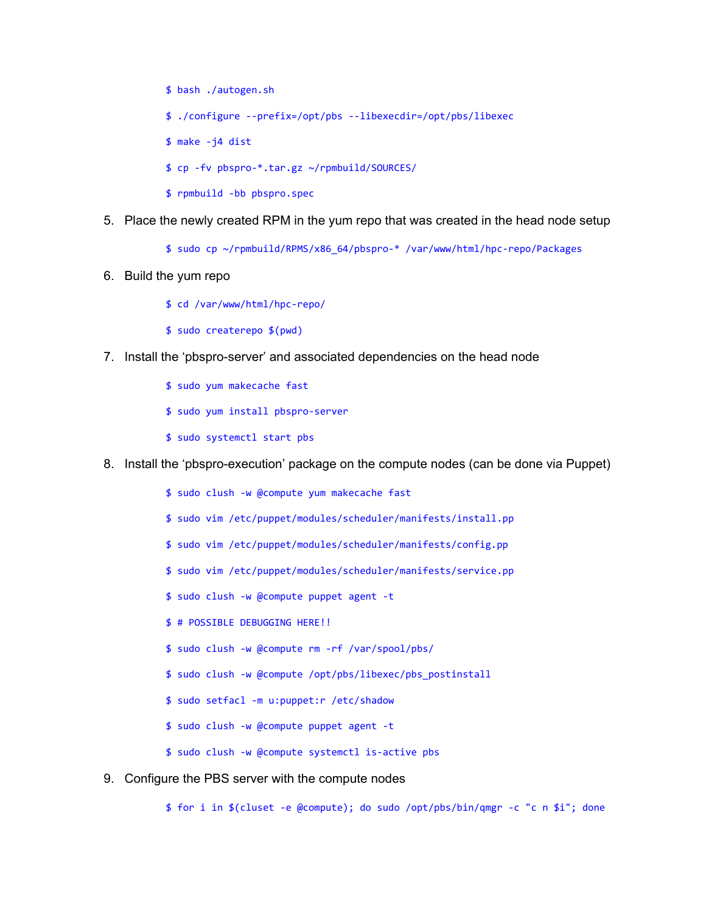```
$ bash ./autogen.sh
$ ./configure --prefix=/opt/pbs --libexecdir=/opt/pbs/libexec
$ make -j4 dist
$ cp -fv pbspro-*.tar.gz ~/rpmbuild/SOURCES/
$ rpmbuild -bb pbspro.spec
```

5. Place the newly created RPM in the yum repo that was created in the head node setup

```
$ sudo cp ~/rpmbuild/RPMS/x86_64/pbspro-* /var/www/html/hpc-repo/Packages
```

6. Build the yum repo

```
$ cd /var/www/html/hpc-repo/
$ sudo createrepo $(pwd)
```

7. Install the 'pbspro-server' and associated dependencies on the head node

```
$ sudo yum makecache fast
$ sudo yum install pbspro-server
$ sudo systemctl start pbs
```

8. Install the 'pbspro-execution' package on the compute nodes (can be done via Puppet)

```
$ sudo clush -w @compute yum makecache fast
$ sudo vim /etc/puppet/modules/scheduler/manifests/install.pp
$ sudo vim /etc/puppet/modules/scheduler/manifests/config.pp
$ sudo vim /etc/puppet/modules/scheduler/manifests/service.pp
$ sudo clush -w @compute puppet agent -t
$ # POSSIBLE DEBUGGING HERE!!
$ sudo clush -w @compute rm -rf /var/spool/pbs/
$ sudo clush -w @compute /opt/pbs/libexec/pbs_postinstall
$ sudo setfacl -m u:puppet:r /etc/shadow
$ sudo clush -w @compute puppet agent -t
$ sudo clush -w @compute systemctl is-active pbs
```

9. Configure the PBS server with the compute nodes

```
$ for i in $(cluset -e @compute); do sudo /opt/pbs/bin/qmgr -c "c n $i"; done
```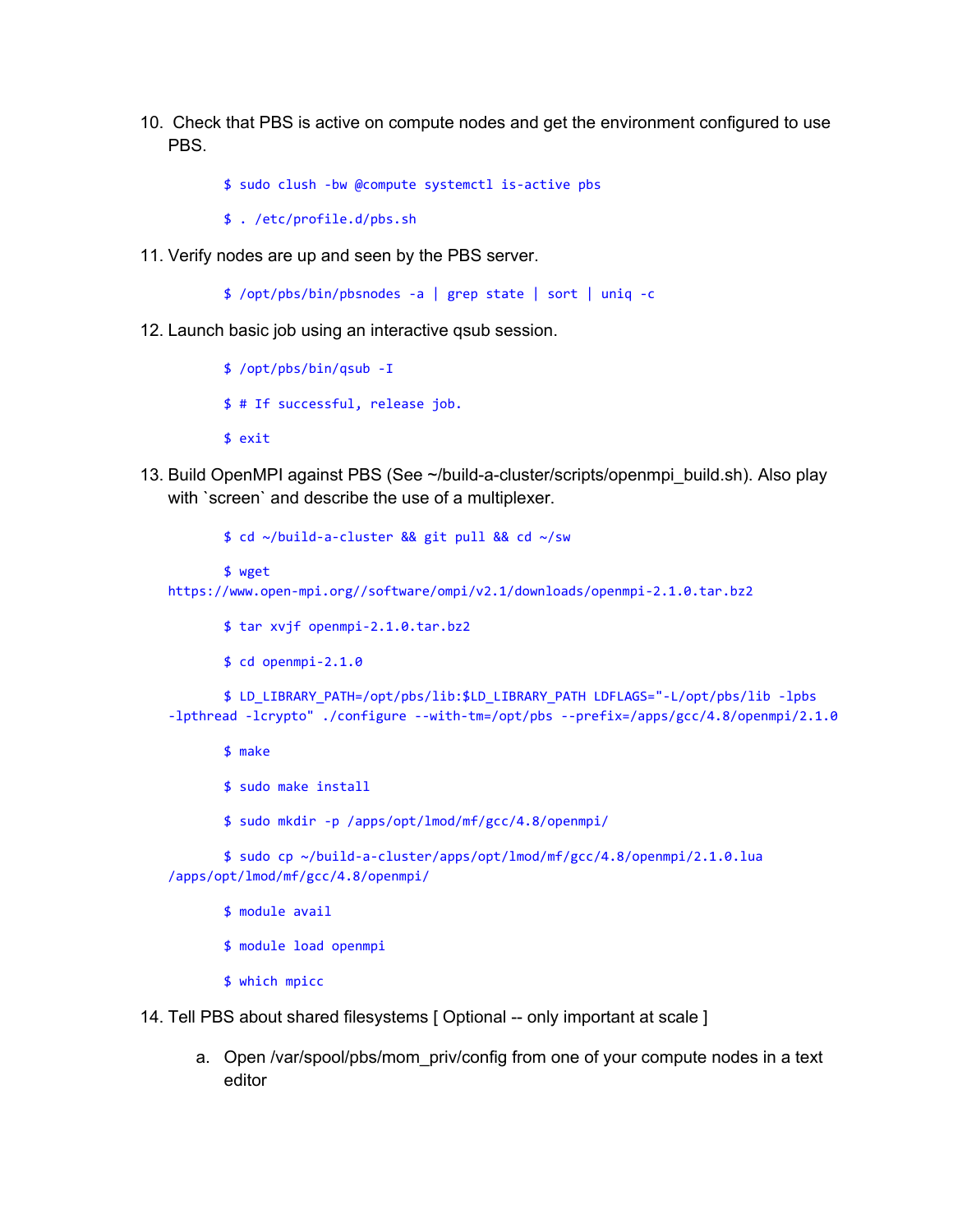10. Check that PBS is active on compute nodes and get the environment configured to use PBS.

```
$ sudo clush -bw @compute systemctl is-active pbs

$ . /etc/profile.d/pbs.sh
```

11. Verify nodes are up and seen by the PBS server.

```
$ /opt/pbs/bin/pbsnodes -a | grep state | sort | uniq -c
```

12. Launch basic job using an interactive qsub session.

```
$ /opt/pbs/bin/qsub -I

$ # If successful, release job.

$ exit
```

13. Build OpenMPI against PBS (See ~/build-a-cluster/scripts/openmpi_build.sh). Also play with `screen` and describe the use of a multiplexer.

```
$ cd ~/build-a-cluster && git pull && cd ~/sw

$ wget https://www.open-mpi.org//software/ompi/v2.1/downloads/openmpi-2.1.0.tar.bz2

$ tar xvjf openmpi-2.1.0.tar.bz2

$ cd openmpi-2.1.0

$ LD_LIBRARY_PATH=/opt/pbs/lib:$LD_LIBRARY_PATH LDFLAGS="-L/opt/pbs/lib -lpbs -lpthread -lcrypto" ./configure --with-tm=/opt/pbs --prefix=/apps/gcc/4.8/openmpi/2.1.0

$ make

$ sudo make install

$ sudo mkdir -p /apps/opt/lmod/mf/gcc/4.8/openmpi/

$ sudo cp ~/build-a-cluster/apps/opt/lmod/mf/gcc/4.8/openmpi/2.1.0.lua /apps/opt/lmod/mf/gcc/4.8/openmpi/

$ module avail

$ module load openmpi

$ which mpicc
```

14. Tell PBS about shared filesystems [ Optional -- only important at scale ]

    a. Open /var/spool/pbs/mom_priv/config from one of your compute nodes in a text editor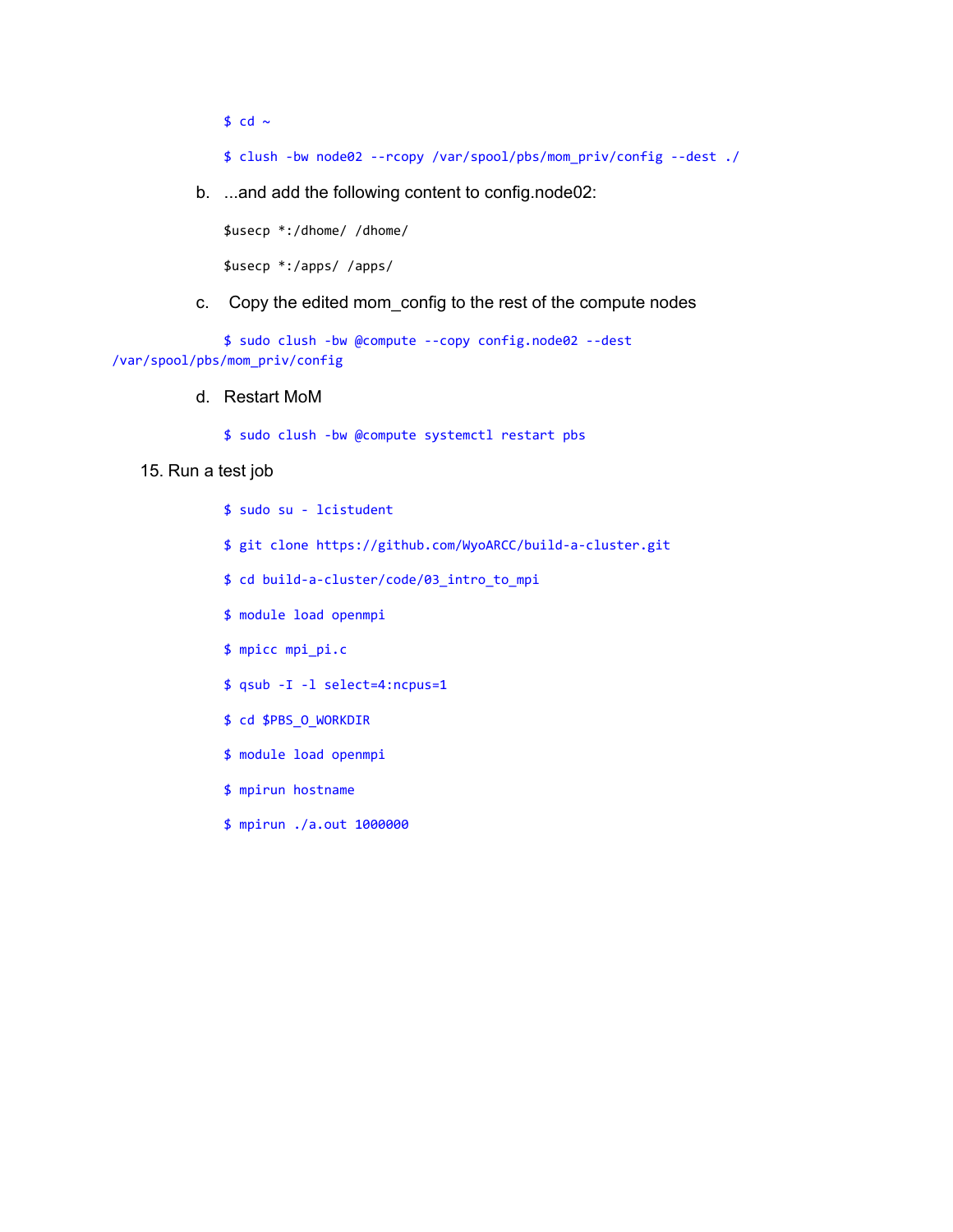```
$ cd ~
$ clush -bw node02 --rcopy /var/spool/pbs/mom_priv/config --dest ./
```

b. ...and add the following content to config.node02:

```
$usecp *:/dhome/ /dhome/
$usecp *:/apps/ /apps/
```

c. Copy the edited mom_config to the rest of the compute nodes

```
$ sudo clush -bw @compute --copy config.node02 --dest /var/spool/pbs/mom_priv/config
```

d. Restart MoM

```
$ sudo clush -bw @compute systemctl restart pbs
```

15. Run a test job

```
$ sudo su - lcistudent
$ git clone https://github.com/WyoARCC/build-a-cluster.git
$ cd build-a-cluster/code/03_intro_to_mpi
$ module load openmpi
$ mpicc mpi_pi.c
$ qsub -I -l select=4:ncpus=1
$ cd $PBS_O_WORKDIR
$ module load openmpi
$ mpirun hostname
$ mpirun ./a.out 1000000
```